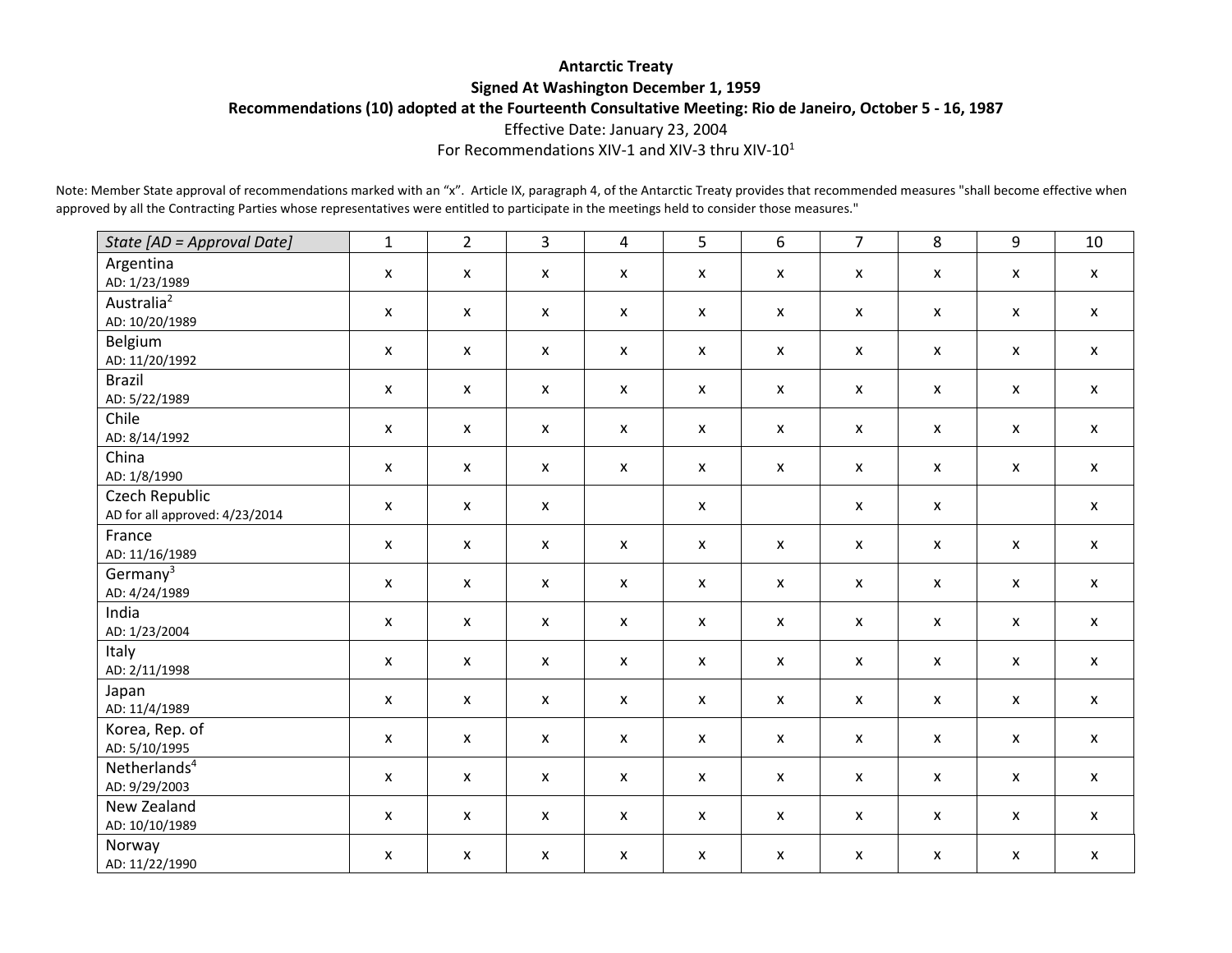**Antarctic Treaty**

**Signed At Washington December 1, 1959**

**Recommendations (10) adopted at the Fourteenth Consultative Meeting: Rio de Janeiro, October 5 - 16, 1987**

Effective Date: January 23, 2004

For Recommendations XIV-1 and XIV-3 thru XIV-10[1]

Note: Member State approval of recommendations marked with an "x". Article IX, paragraph 4, of the Antarctic Treaty provides that recommended measures "shall become effective when approved by all the Contracting Parties whose representatives were entitled to participate in the meetings held to consider those measures."

| *State [AD = Approval Date]* | 1 | 2 | 3 | 4 | 5 | 6 | 7 | 8 | 9 | 10 |
|---|---|---|---|---|---|---|---|---|---|---|
| Argentina<br>AD: 1/23/1989 | x | x | x | x | x | x | x | x | x | x |
| Australia[2]<br>AD: 10/20/1989 | x | x | x | x | x | x | x | x | x | x |
| Belgium<br>AD: 11/20/1992 | x | x | x | x | x | x | x | x | x | x |
| Brazil<br>AD: 5/22/1989 | x | x | x | x | x | x | x | x | x | x |
| Chile<br>AD: 8/14/1992 | x | x | x | x | x | x | x | x | x | x |
| China<br>AD: 1/8/1990 | x | x | x | x | x | x | x | x | x | x |
| Czech Republic<br>AD for all approved: 4/23/2014 | x | x | x | | x | | x | x | | x |
| France<br>AD: 11/16/1989 | x | x | x | x | x | x | x | x | x | x |
| Germany[3]<br>AD: 4/24/1989 | x | x | x | x | x | x | x | x | x | x |
| India<br>AD: 1/23/2004 | x | x | x | x | x | x | x | x | x | x |
| Italy<br>AD: 2/11/1998 | x | x | x | x | x | x | x | x | x | x |
| Japan<br>AD: 11/4/1989 | x | x | x | x | x | x | x | x | x | x |
| Korea, Rep. of<br>AD: 5/10/1995 | x | x | x | x | x | x | x | x | x | x |
| Netherlands[4]<br>AD: 9/29/2003 | x | x | x | x | x | x | x | x | x | x |
| New Zealand<br>AD: 10/10/1989 | x | x | x | x | x | x | x | x | x | x |
| Norway<br>AD: 11/22/1990 | x | x | x | x | x | x | x | x | x | x |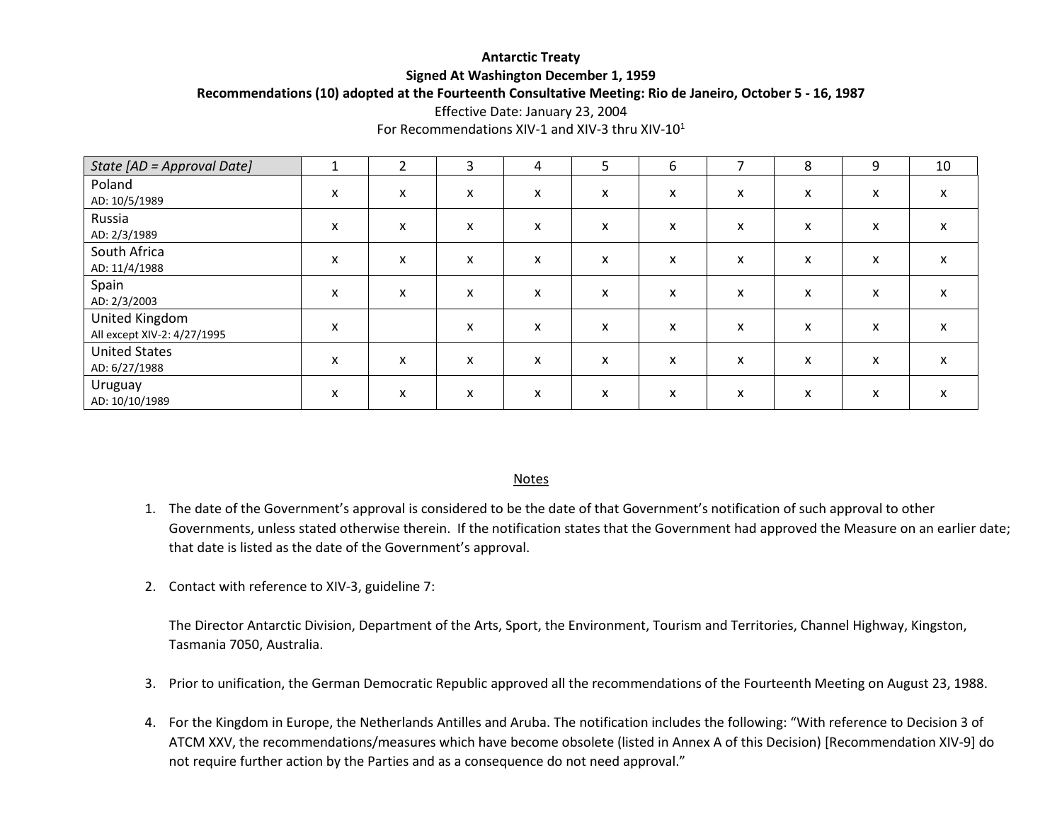**Antarctic Treaty**

**Signed At Washington December 1, 1959**

**Recommendations (10) adopted at the Fourteenth Consultative Meeting: Rio de Janeiro, October 5 - 16, 1987**

Effective Date: January 23, 2004

For Recommendations XIV-1 and XIV-3 thru XIV-10[1]

| *State [AD = Approval Date]* | 1 | 2 | 3 | 4 | 5 | 6 | 7 | 8 | 9 | 10 |
|---|---|---|---|---|---|---|---|---|---|---|
| Poland<br>AD: 10/5/1989 | x | x | x | x | x | x | x | x | x | x |
| Russia<br>AD: 2/3/1989 | x | x | x | x | x | x | x | x | x | x |
| South Africa<br>AD: 11/4/1988 | x | x | x | x | x | x | x | x | x | x |
| Spain<br>AD: 2/3/2003 | x | x | x | x | x | x | x | x | x | x |
| United Kingdom<br>All except XIV-2: 4/27/1995 | x | | x | x | x | x | x | x | x | x |
| United States<br>AD: 6/27/1988 | x | x | x | x | x | x | x | x | x | x |
| Uruguay<br>AD: 10/10/1989 | x | x | x | x | x | x | x | x | x | x |

Notes

1. The date of the Government's approval is considered to be the date of that Government's notification of such approval to other Governments, unless stated otherwise therein. If the notification states that the Government had approved the Measure on an earlier date; that date is listed as the date of the Government's approval.

2. Contact with reference to XIV-3, guideline 7:

   The Director Antarctic Division, Department of the Arts, Sport, the Environment, Tourism and Territories, Channel Highway, Kingston, Tasmania 7050, Australia.

3. Prior to unification, the German Democratic Republic approved all the recommendations of the Fourteenth Meeting on August 23, 1988.

4. For the Kingdom in Europe, the Netherlands Antilles and Aruba. The notification includes the following: "With reference to Decision 3 of ATCM XXV, the recommendations/measures which have become obsolete (listed in Annex A of this Decision) [Recommendation XIV-9] do not require further action by the Parties and as a consequence do not need approval."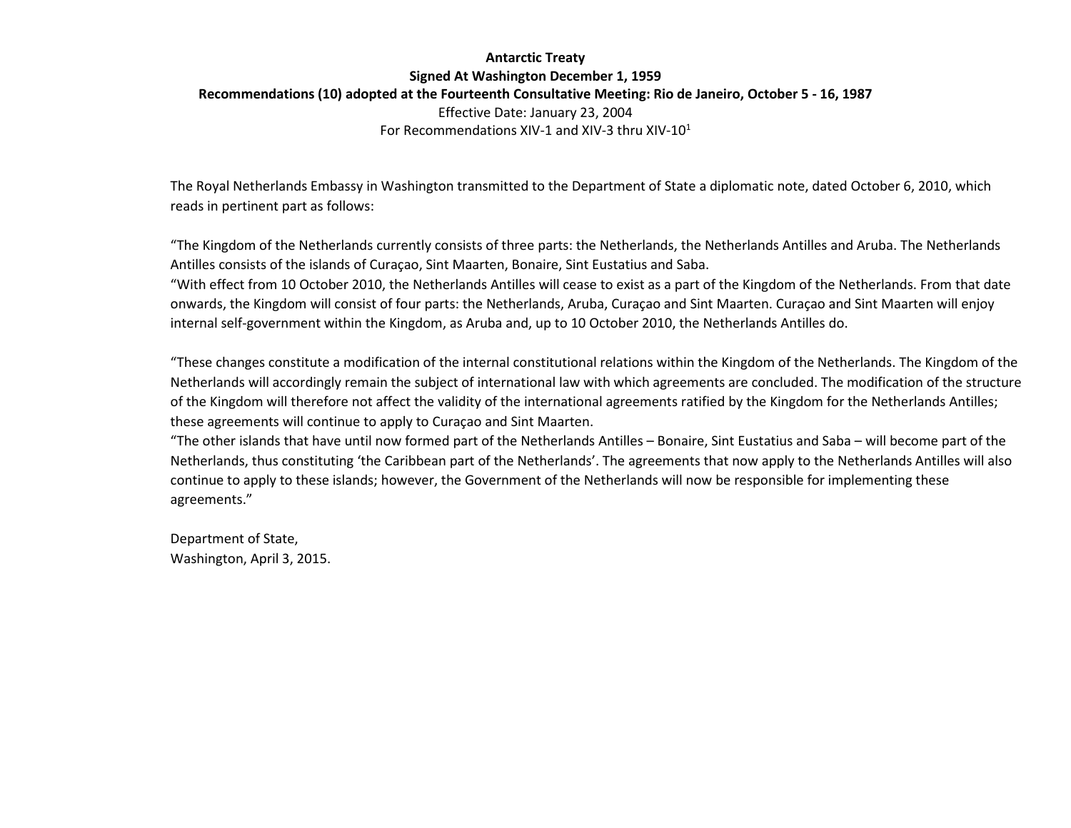**Antarctic Treaty**

**Signed At Washington December 1, 1959**

**Recommendations (10) adopted at the Fourteenth Consultative Meeting: Rio de Janeiro, October 5 - 16, 1987**

Effective Date: January 23, 2004

For Recommendations XIV-1 and XIV-3 thru XIV-10[1]

The Royal Netherlands Embassy in Washington transmitted to the Department of State a diplomatic note, dated October 6, 2010, which reads in pertinent part as follows:

"The Kingdom of the Netherlands currently consists of three parts: the Netherlands, the Netherlands Antilles and Aruba. The Netherlands Antilles consists of the islands of Curaçao, Sint Maarten, Bonaire, Sint Eustatius and Saba.

"With effect from 10 October 2010, the Netherlands Antilles will cease to exist as a part of the Kingdom of the Netherlands. From that date onwards, the Kingdom will consist of four parts: the Netherlands, Aruba, Curaçao and Sint Maarten. Curaçao and Sint Maarten will enjoy internal self-government within the Kingdom, as Aruba and, up to 10 October 2010, the Netherlands Antilles do.

"These changes constitute a modification of the internal constitutional relations within the Kingdom of the Netherlands. The Kingdom of the Netherlands will accordingly remain the subject of international law with which agreements are concluded. The modification of the structure of the Kingdom will therefore not affect the validity of the international agreements ratified by the Kingdom for the Netherlands Antilles; these agreements will continue to apply to Curaçao and Sint Maarten.

"The other islands that have until now formed part of the Netherlands Antilles – Bonaire, Sint Eustatius and Saba – will become part of the Netherlands, thus constituting 'the Caribbean part of the Netherlands'. The agreements that now apply to the Netherlands Antilles will also continue to apply to these islands; however, the Government of the Netherlands will now be responsible for implementing these agreements."

Department of State,
Washington, April 3, 2015.